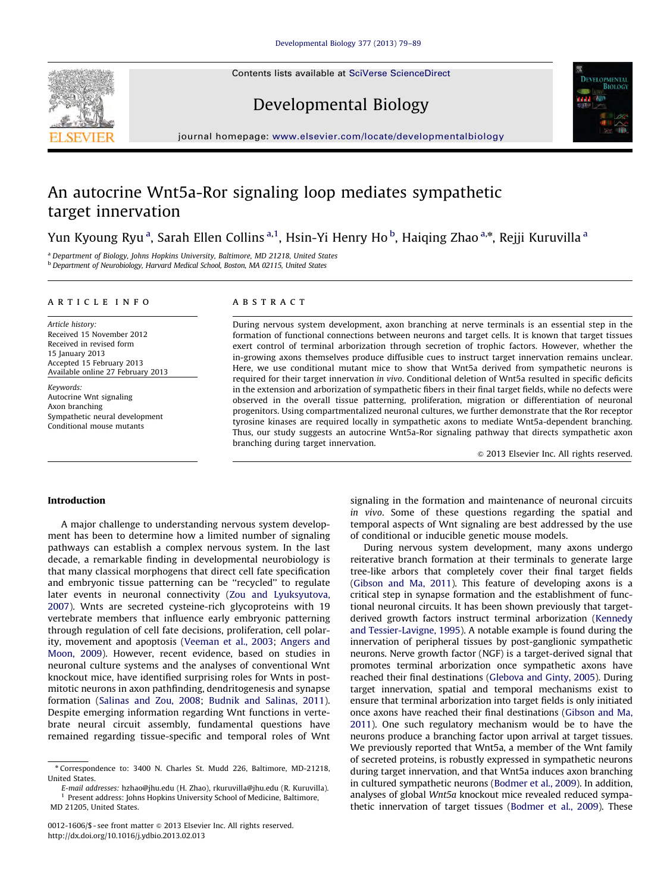# An autocrine Wnt5a-Ror signaling loop mediates sympathetic target innervation

Yun Kyoung Ryu [a], Sarah Ellen Collins [a,1], Hsin-Yi Henry Ho [b], Haiqing Zhao [a,*], Rejji Kuruvilla [a]

[a] Department of Biology, Johns Hopkins University, Baltimore, MD 21218, United States
[b] Department of Neurobiology, Harvard Medical School, Boston, MA 02115, United States

**ARTICLE INFO**

*Article history:*
Received 15 November 2012
Received in revised form
15 January 2013
Accepted 15 February 2013
Available online 27 February 2013

*Keywords:*
Autocrine Wnt signaling
Axon branching
Sympathetic neural development
Conditional mouse mutants

**ABSTRACT**

During nervous system development, axon branching at nerve terminals is an essential step in the formation of functional connections between neurons and target cells. It is known that target tissues exert control of terminal arborization through secretion of trophic factors. However, whether the in-growing axons themselves produce diffusible cues to instruct target innervation remains unclear. Here, we use conditional mutant mice to show that Wnt5a derived from sympathetic neurons is required for their target innervation *in vivo*. Conditional deletion of Wnt5a resulted in specific deficits in the extension and arborization of sympathetic fibers in their final target fields, while no defects were observed in the overall tissue patterning, proliferation, migration or differentiation of neuronal progenitors. Using compartmentalized neuronal cultures, we further demonstrate that the Ror receptor tyrosine kinases are required locally in sympathetic axons to mediate Wnt5a-dependent branching. Thus, our study suggests an autocrine Wnt5a-Ror signaling pathway that directs sympathetic axon branching during target innervation.

© 2013 Elsevier Inc. All rights reserved.

## Introduction

A major challenge to understanding nervous system development has been to determine how a limited number of signaling pathways can establish a complex nervous system. In the last decade, a remarkable finding in developmental neurobiology is that many classical morphogens that direct cell fate specification and embryonic tissue patterning can be "recycled" to regulate later events in neuronal connectivity (Zou and Lyuksyutova, 2007). Wnts are secreted cysteine-rich glycoproteins with 19 vertebrate members that influence early embryonic patterning through regulation of cell fate decisions, proliferation, cell polarity, movement and apoptosis (Veeman et al., 2003; Angers and Moon, 2009). However, recent evidence, based on studies in neuronal culture systems and the analyses of conventional Wnt knockout mice, have identified surprising roles for Wnts in post-mitotic neurons in axon pathfinding, dendritogenesis and synapse formation (Salinas and Zou, 2008; Budnik and Salinas, 2011). Despite emerging information regarding Wnt functions in vertebrate neural circuit assembly, fundamental questions have remained regarding tissue-specific and temporal roles of Wnt signaling in the formation and maintenance of neuronal circuits *in vivo*. Some of these questions regarding the spatial and temporal aspects of Wnt signaling are best addressed by the use of conditional or inducible genetic mouse models.

During nervous system development, many axons undergo reiterative branch formation at their terminals to generate large tree-like arbors that completely cover their final target fields (Gibson and Ma, 2011). This feature of developing axons is a critical step in synapse formation and the establishment of functional neuronal circuits. It has been shown previously that target-derived growth factors instruct terminal arborization (Kennedy and Tessier-Lavigne, 1995). A notable example is found during the innervation of peripheral tissues by post-ganglionic sympathetic neurons. Nerve growth factor (NGF) is a target-derived signal that promotes terminal arborization once sympathetic axons have reached their final destinations (Glebova and Ginty, 2005). During target innervation, spatial and temporal mechanisms exist to ensure that terminal arborization into target fields is only initiated once axons have reached their final destinations (Gibson and Ma, 2011). One such regulatory mechanism would be to have the neurons produce a branching factor upon arrival at target tissues. We previously reported that Wnt5a, a member of the Wnt family of secreted proteins, is robustly expressed in sympathetic neurons during target innervation, and that Wnt5a induces axon branching in cultured sympathetic neurons (Bodmer et al., 2009). In addition, analyses of global *Wnt5a* knockout mice revealed reduced sympathetic innervation of target tissues (Bodmer et al., 2009). These

\* Correspondence to: 3400 N. Charles St. Mudd 226, Baltimore, MD-21218, United States.
*E-mail addresses:* hzhao@jhu.edu (H. Zhao), rkuruvilla@jhu.edu (R. Kuruvilla).
[1] Present address: Johns Hopkins University School of Medicine, Baltimore, MD 21205, United States.

0012-1606/$ - see front matter © 2013 Elsevier Inc. All rights reserved.
http://dx.doi.org/10.1016/j.ydbio.2013.02.013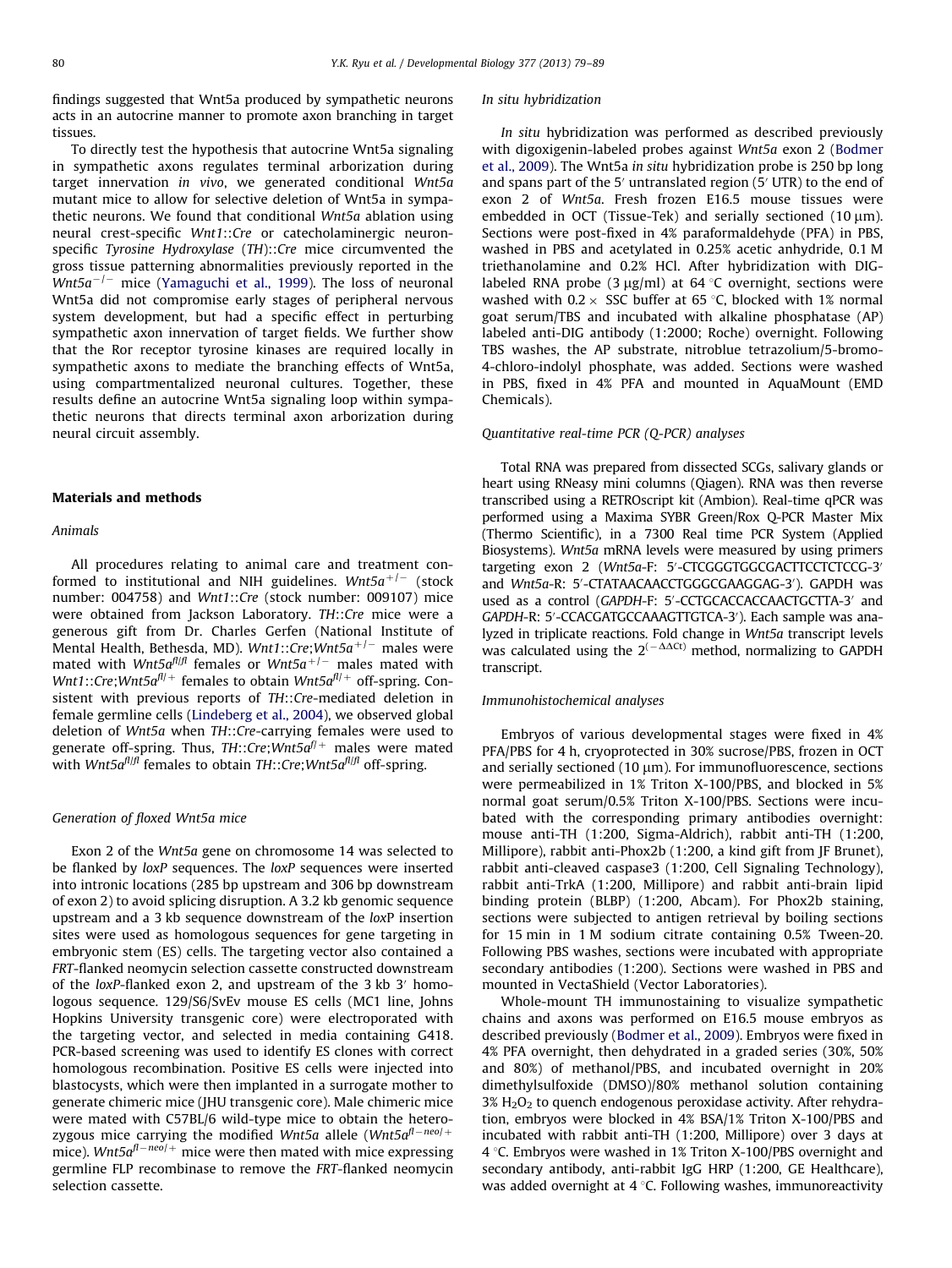findings suggested that Wnt5a produced by sympathetic neurons acts in an autocrine manner to promote axon branching in target tissues.

To directly test the hypothesis that autocrine Wnt5a signaling in sympathetic axons regulates terminal arborization during target innervation *in vivo*, we generated conditional *Wnt5a* mutant mice to allow for selective deletion of Wnt5a in sympathetic neurons. We found that conditional *Wnt5a* ablation using neural crest-specific *Wnt1*::*Cre* or catecholaminergic neuron-specific *Tyrosine Hydroxylase* (*TH*)::*Cre* mice circumvented the gross tissue patterning abnormalities previously reported in the $Wnt5a^{-/-}$ mice (Yamaguchi et al., 1999). The loss of neuronal Wnt5a did not compromise early stages of peripheral nervous system development, but had a specific effect in perturbing sympathetic axon innervation of target fields. We further show that the Ror receptor tyrosine kinases are required locally in sympathetic axons to mediate the branching effects of Wnt5a, using compartmentalized neuronal cultures. Together, these results define an autocrine Wnt5a signaling loop within sympathetic neurons that directs terminal axon arborization during neural circuit assembly.

## Materials and methods

### Animals

All procedures relating to animal care and treatment conformed to institutional and NIH guidelines. $Wnt5a^{+/-}$ (stock number: 004758) and *Wnt1*::*Cre* (stock number: 009107) mice were obtained from Jackson Laboratory. *TH*::*Cre* mice were a generous gift from Dr. Charles Gerfen (National Institute of Mental Health, Bethesda, MD). *Wnt1*::*Cre*;$Wnt5a^{+/-}$ males were mated with $Wnt5a^{fl/fl}$ females or $Wnt5a^{+/-}$ males mated with *Wnt1*::*Cre*;$Wnt5a^{fl/+}$ females to obtain $Wnt5a^{fl/+}$ off-spring. Consistent with previous reports of *TH*::*Cre*-mediated deletion in female germline cells (Lindeberg et al., 2004), we observed global deletion of *Wnt5a* when *TH*::*Cre*-carrying females were used to generate off-spring. Thus, *TH*::*Cre*;$Wnt5a^{f/+}$ males were mated with $Wnt5a^{fl/fl}$ females to obtain *TH*::*Cre*;$Wnt5a^{fl/fl}$ off-spring.

### Generation of floxed Wnt5a mice

Exon 2 of the *Wnt5a* gene on chromosome 14 was selected to be flanked by *loxP* sequences. The *loxP* sequences were inserted into intronic locations (285 bp upstream and 306 bp downstream of exon 2) to avoid splicing disruption. A 3.2 kb genomic sequence upstream and a 3 kb sequence downstream of the *loxP* insertion sites were used as homologous sequences for gene targeting in embryonic stem (ES) cells. The targeting vector also contained a *FRT*-flanked neomycin selection cassette constructed downstream of the *loxP*-flanked exon 2, and upstream of the 3 kb 3′ homologous sequence. 129/S6/SvEv mouse ES cells (MC1 line, Johns Hopkins University transgenic core) were electroporated with the targeting vector, and selected in media containing G418. PCR-based screening was used to identify ES clones with correct homologous recombination. Positive ES cells were injected into blastocysts, which were then implanted in a surrogate mother to generate chimeric mice (JHU transgenic core). Male chimeric mice were mated with C57BL/6 wild-type mice to obtain the heterozygous mice carrying the modified *Wnt5a* allele ($Wnt5a^{fl-neo/+}$ mice). $Wnt5a^{fl-neo/+}$ mice were then mated with mice expressing germline FLP recombinase to remove the *FRT*-flanked neomycin selection cassette.

### In situ hybridization

*In situ* hybridization was performed as described previously with digoxigenin-labeled probes against *Wnt5a* exon 2 (Bodmer et al., 2009). The Wnt5a *in situ* hybridization probe is 250 bp long and spans part of the 5′ untranslated region (5′ UTR) to the end of exon 2 of *Wnt5a*. Fresh frozen E16.5 mouse tissues were embedded in OCT (Tissue-Tek) and serially sectioned (10 μm). Sections were post-fixed in 4% paraformaldehyde (PFA) in PBS, washed in PBS and acetylated in 0.25% acetic anhydride, 0.1 M triethanolamine and 0.2% HCl. After hybridization with DIG-labeled RNA probe (3 μg/ml) at 64 °C overnight, sections were washed with 0.2 × SSC buffer at 65 °C, blocked with 1% normal goat serum/TBS and incubated with alkaline phosphatase (AP) labeled anti-DIG antibody (1:2000; Roche) overnight. Following TBS washes, the AP substrate, nitroblue tetrazolium/5-bromo-4-chloro-indolyl phosphate, was added. Sections were washed in PBS, fixed in 4% PFA and mounted in AquaMount (EMD Chemicals).

### Quantitative real-time PCR (Q-PCR) analyses

Total RNA was prepared from dissected SCGs, salivary glands or heart using RNeasy mini columns (Qiagen). RNA was then reverse transcribed using a RETROscript kit (Ambion). Real-time qPCR was performed using a Maxima SYBR Green/Rox Q-PCR Master Mix (Thermo Scientific), in a 7300 Real time PCR System (Applied Biosystems). *Wnt5a* mRNA levels were measured by using primers targeting exon 2 (*Wnt5a*-F: 5′-CTCGGGTGGCGACTTCCTCTCCG-3′ and *Wnt5a*-R: 5′-CTATAACAACCTGGGCGAAGGAG-3′). GAPDH was used as a control (*GAPDH*-F: 5′-CCTGCACCACCAACTGCTTA-3′ and *GAPDH*-R: 5′-CCACGATGCCAAAGTTGTCA-3′). Each sample was analyzed in triplicate reactions. Fold change in *Wnt5a* transcript levels was calculated using the $2^{(-\Delta\Delta Ct)}$ method, normalizing to GAPDH transcript.

### Immunohistochemical analyses

Embryos of various developmental stages were fixed in 4% PFA/PBS for 4 h, cryoprotected in 30% sucrose/PBS, frozen in OCT and serially sectioned (10 μm). For immunofluorescence, sections were permeabilized in 1% Triton X-100/PBS, and blocked in 5% normal goat serum/0.5% Triton X-100/PBS. Sections were incubated with the corresponding primary antibodies overnight: mouse anti-TH (1:200, Sigma-Aldrich), rabbit anti-TH (1:200, Millipore), rabbit anti-Phox2b (1:200, a kind gift from JF Brunet), rabbit anti-cleaved caspase3 (1:200, Cell Signaling Technology), rabbit anti-TrkA (1:200, Millipore) and rabbit anti-brain lipid binding protein (BLBP) (1:200, Abcam). For Phox2b staining, sections were subjected to antigen retrieval by boiling sections for 15 min in 1 M sodium citrate containing 0.5% Tween-20. Following PBS washes, sections were incubated with appropriate secondary antibodies (1:200). Sections were washed in PBS and mounted in VectaShield (Vector Laboratories).

Whole-mount TH immunostaining to visualize sympathetic chains and axons was performed on E16.5 mouse embryos as described previously (Bodmer et al., 2009). Embryos were fixed in 4% PFA overnight, then dehydrated in a graded series (30%, 50% and 80%) of methanol/PBS, and incubated overnight in 20% dimethylsulfoxide (DMSO)/80% methanol solution containing 3% $H_2O_2$ to quench endogenous peroxidase activity. After rehydration, embryos were blocked in 4% BSA/1% Triton X-100/PBS and incubated with rabbit anti-TH (1:200, Millipore) over 3 days at 4 °C. Embryos were washed in 1% Triton X-100/PBS overnight and secondary antibody, anti-rabbit IgG HRP (1:200, GE Healthcare), was added overnight at 4 °C. Following washes, immunoreactivity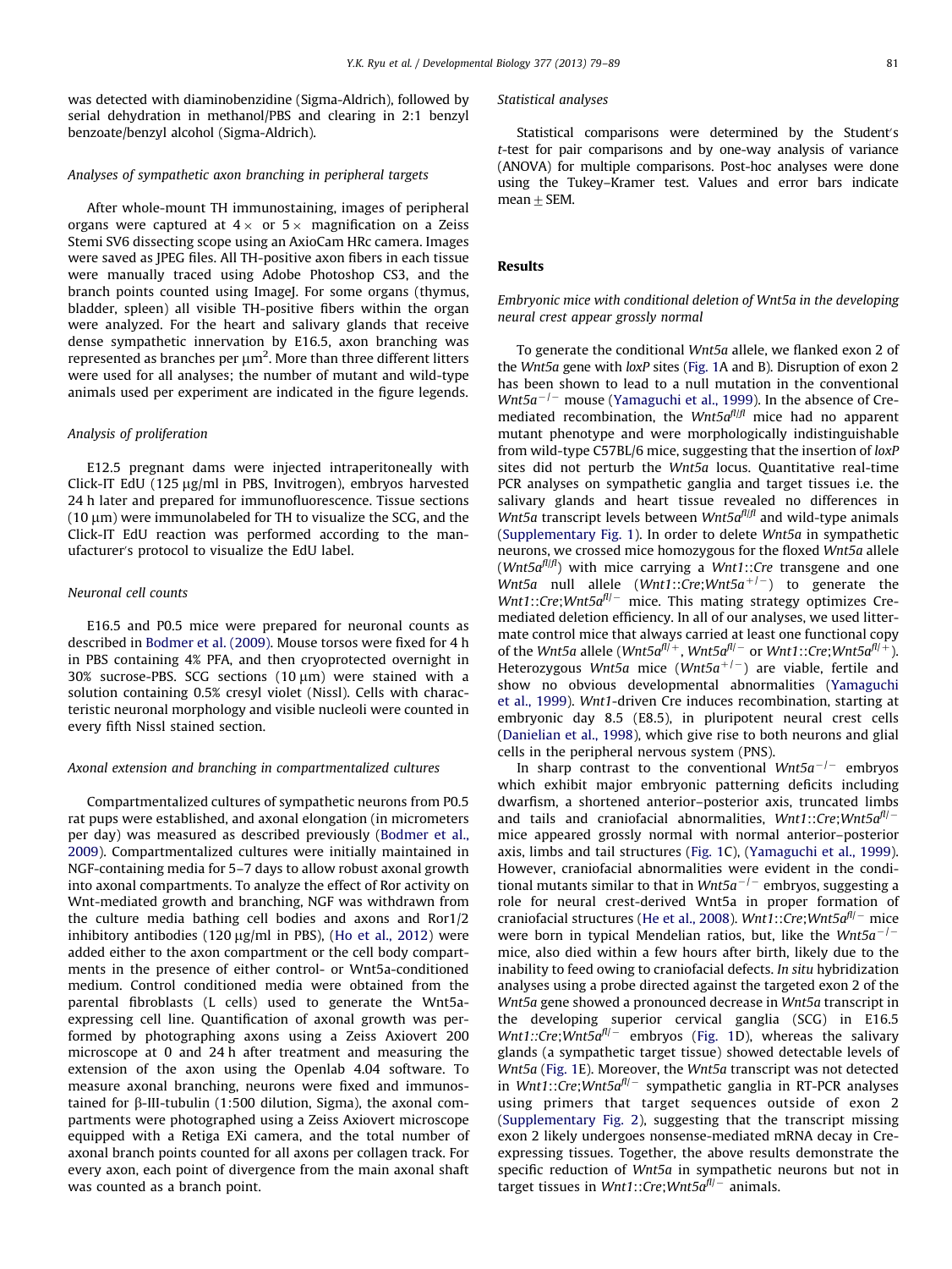was detected with diaminobenzidine (Sigma-Aldrich), followed by serial dehydration in methanol/PBS and clearing in 2:1 benzyl benzoate/benzyl alcohol (Sigma-Aldrich).

### Analyses of sympathetic axon branching in peripheral targets

After whole-mount TH immunostaining, images of peripheral organs were captured at $4\times$ or $5\times$ magnification on a Zeiss Stemi SV6 dissecting scope using an AxioCam HRc camera. Images were saved as JPEG files. All TH-positive axon fibers in each tissue were manually traced using Adobe Photoshop CS3, and the branch points counted using ImageJ. For some organs (thymus, bladder, spleen) all visible TH-positive fibers within the organ were analyzed. For the heart and salivary glands that receive dense sympathetic innervation by E16.5, axon branching was represented as branches per $\mu m^2$. More than three different litters were used for all analyses; the number of mutant and wild-type animals used per experiment are indicated in the figure legends.

### Analysis of proliferation

E12.5 pregnant dams were injected intraperitoneally with Click-IT EdU (125 μg/ml in PBS, Invitrogen), embryos harvested 24 h later and prepared for immunofluorescence. Tissue sections (10 μm) were immunolabeled for TH to visualize the SCG, and the Click-IT EdU reaction was performed according to the manufacturer's protocol to visualize the EdU label.

### Neuronal cell counts

E16.5 and P0.5 mice were prepared for neuronal counts as described in Bodmer et al. (2009). Mouse torsos were fixed for 4 h in PBS containing 4% PFA, and then cryoprotected overnight in 30% sucrose-PBS. SCG sections (10 μm) were stained with a solution containing 0.5% cresyl violet (Nissl). Cells with characteristic neuronal morphology and visible nucleoli were counted in every fifth Nissl stained section.

### Axonal extension and branching in compartmentalized cultures

Compartmentalized cultures of sympathetic neurons from P0.5 rat pups were established, and axonal elongation (in micrometers per day) was measured as described previously (Bodmer et al., 2009). Compartmentalized cultures were initially maintained in NGF-containing media for 5–7 days to allow robust axonal growth into axonal compartments. To analyze the effect of Ror activity on Wnt-mediated growth and branching, NGF was withdrawn from the culture media bathing cell bodies and axons and Ror1/2 inhibitory antibodies (120 μg/ml in PBS), (Ho et al., 2012) were added either to the axon compartment or the cell body compartments in the presence of either control- or Wnt5a-conditioned medium. Control conditioned media were obtained from the parental fibroblasts (L cells) used to generate the Wnt5a-expressing cell line. Quantification of axonal growth was performed by photographing axons using a Zeiss Axiovert 200 microscope at 0 and 24 h after treatment and measuring the extension of the axon using the Openlab 4.04 software. To measure axonal branching, neurons were fixed and immunostained for β-III-tubulin (1:500 dilution, Sigma), the axonal compartments were photographed using a Zeiss Axiovert microscope equipped with a Retiga EXi camera, and the total number of axonal branch points counted for all axons per collagen track. For every axon, each point of divergence from the main axonal shaft was counted as a branch point.

### Statistical analyses

Statistical comparisons were determined by the Student's *t*-test for pair comparisons and by one-way analysis of variance (ANOVA) for multiple comparisons. Post-hoc analyses were done using the Tukey–Kramer test. Values and error bars indicate mean ± SEM.

## Results

### Embryonic mice with conditional deletion of Wnt5a in the developing neural crest appear grossly normal

To generate the conditional *Wnt5a* allele, we flanked exon 2 of the *Wnt5a* gene with *loxP* sites (Fig. 1A and B). Disruption of exon 2 has been shown to lead to a null mutation in the conventional $Wnt5a^{-/-}$ mouse (Yamaguchi et al., 1999). In the absence of Cre-mediated recombination, the $Wnt5a^{fl/fl}$ mice had no apparent mutant phenotype and were morphologically indistinguishable from wild-type C57BL/6 mice, suggesting that the insertion of *loxP* sites did not perturb the *Wnt5a* locus. Quantitative real-time PCR analyses on sympathetic ganglia and target tissues i.e. the salivary glands and heart tissue revealed no differences in *Wnt5a* transcript levels between $Wnt5a^{fl/fl}$ and wild-type animals (Supplementary Fig. 1). In order to delete *Wnt5a* in sympathetic neurons, we crossed mice homozygous for the floxed *Wnt5a* allele ($Wnt5a^{fl/fl}$) with mice carrying a *Wnt1::Cre* transgene and one *Wnt5a* null allele ($Wnt1::Cre;Wnt5a^{+/-}$) to generate the $Wnt1::Cre;Wnt5a^{fl/-}$ mice. This mating strategy optimizes Cre-mediated deletion efficiency. In all of our analyses, we used littermate control mice that always carried at least one functional copy of the *Wnt5a* allele ($Wnt5a^{fl/+}$, $Wnt5a^{fl/-}$ or $Wnt1::Cre;Wnt5a^{fl/+}$). Heterozygous *Wnt5a* mice ($Wnt5a^{+/-}$) are viable, fertile and show no obvious developmental abnormalities (Yamaguchi et al., 1999). *Wnt1*-driven Cre induces recombination, starting at embryonic day 8.5 (E8.5), in pluripotent neural crest cells (Danielian et al., 1998), which give rise to both neurons and glial cells in the peripheral nervous system (PNS).

In sharp contrast to the conventional $Wnt5a^{-/-}$ embryos which exhibit major embryonic patterning deficits including dwarfism, a shortened anterior–posterior axis, truncated limbs and tails and craniofacial abnormalities, $Wnt1::Cre;Wnt5a^{fl/-}$ mice appeared grossly normal with normal anterior–posterior axis, limbs and tail structures (Fig. 1C), (Yamaguchi et al., 1999). However, craniofacial abnormalities were evident in the conditional mutants similar to that in $Wnt5a^{-/-}$ embryos, suggesting a role for neural crest-derived Wnt5a in proper formation of craniofacial structures (He et al., 2008). $Wnt1::Cre;Wnt5a^{fl/-}$ mice were born in typical Mendelian ratios, but, like the $Wnt5a^{-/-}$ mice, also died within a few hours after birth, likely due to the inability to feed owing to craniofacial defects. *In situ* hybridization analyses using a probe directed against the targeted exon 2 of the *Wnt5a* gene showed a pronounced decrease in *Wnt5a* transcript in the developing superior cervical ganglia (SCG) in E16.5 $Wnt1::Cre;Wnt5a^{fl/-}$ embryos (Fig. 1D), whereas the salivary glands (a sympathetic target tissue) showed detectable levels of *Wnt5a* (Fig. 1E). Moreover, the *Wnt5a* transcript was not detected in $Wnt1::Cre;Wnt5a^{fl/-}$ sympathetic ganglia in RT-PCR analyses using primers that target sequences outside of exon 2 (Supplementary Fig. 2), suggesting that the transcript missing exon 2 likely undergoes nonsense-mediated mRNA decay in Cre-expressing tissues. Together, the above results demonstrate the specific reduction of *Wnt5a* in sympathetic neurons but not in target tissues in $Wnt1::Cre;Wnt5a^{fl/-}$ animals.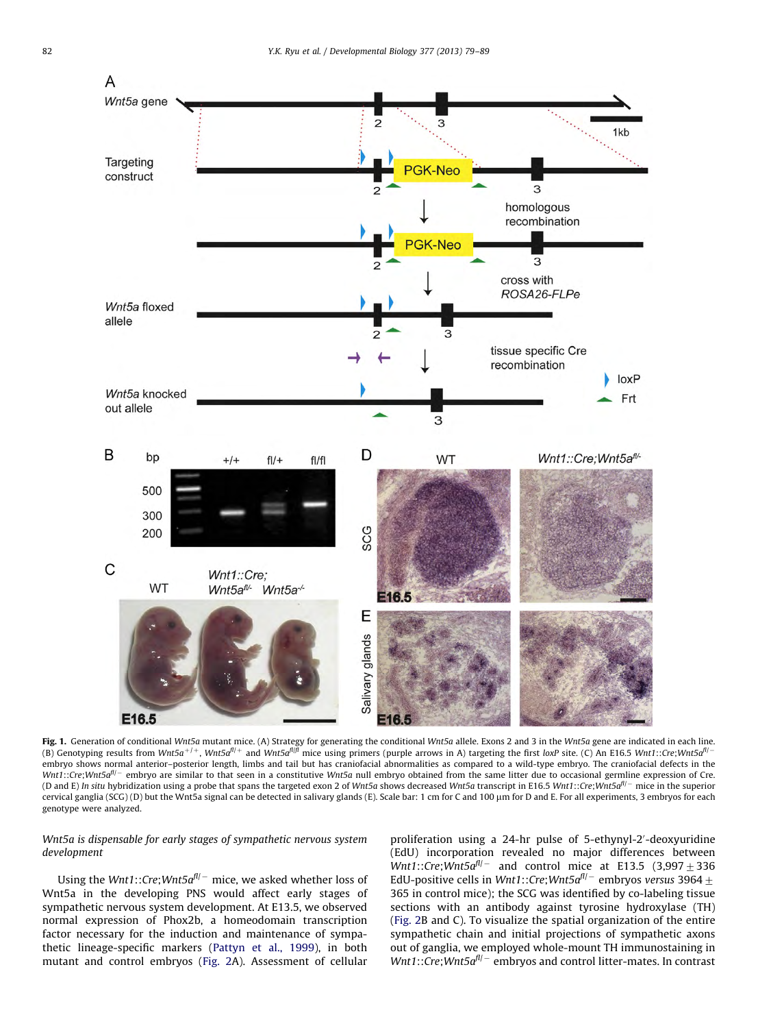**Fig. 1.** Generation of conditional *Wnt5a* mutant mice. (A) Strategy for generating the conditional *Wnt5a* allele. Exons 2 and 3 in the *Wnt5a* gene are indicated in each line. (B) Genotyping results from $Wnt5a^{+/+}$, $Wnt5a^{fl/+}$ and $Wnt5a^{fl/fl}$ mice using primers (purple arrows in A) targeting the first *loxP* site. (C) An E16.5 *Wnt1::Cre;Wnt5a*$^{fl/-}$ embryo shows normal anterior–posterior length, limbs and tail but has craniofacial abnormalities as compared to a wild-type embryo. The craniofacial defects in the *Wnt1::Cre;Wnt5a*$^{fl/-}$ embryo are similar to that seen in a constitutive *Wnt5a* null embryo obtained from the same litter due to occasional germline expression of Cre. (D and E) *In situ* hybridization using a probe that spans the targeted exon 2 of *Wnt5a* shows decreased *Wnt5a* transcript in E16.5 *Wnt1::Cre;Wnt5a*$^{fl/-}$ mice in the superior cervical ganglia (SCG) (D) but the Wnt5a signal can be detected in salivary glands (E). Scale bar: 1 cm for C and 100 μm for D and E. For all experiments, 3 embryos for each genotype were analyzed.

*Wnt5a is dispensable for early stages of sympathetic nervous system development*

Using the *Wnt1::Cre;Wnt5a*$^{fl/-}$ mice, we asked whether loss of Wnt5a in the developing PNS would affect early stages of sympathetic nervous system development. At E13.5, we observed normal expression of Phox2b, a homeodomain transcription factor necessary for the induction and maintenance of sympathetic lineage-specific markers (Pattyn et al., 1999), in both mutant and control embryos (Fig. 2A). Assessment of cellular proliferation using a 24-hr pulse of 5-ethynyl-2′-deoxyuridine (EdU) incorporation revealed no major differences between *Wnt1::Cre;Wnt5a*$^{fl/-}$ and control mice at E13.5 (3,997 ± 336 EdU-positive cells in *Wnt1::Cre;Wnt5a*$^{fl/-}$ embryos *versus* 3964 ± 365 in control mice); the SCG was identified by co-labeling tissue sections with an antibody against tyrosine hydroxylase (TH) (Fig. 2B and C). To visualize the spatial organization of the entire sympathetic chain and initial projections of sympathetic axons out of ganglia, we employed whole-mount TH immunostaining in *Wnt1::Cre;Wnt5a*$^{fl/-}$ embryos and control litter-mates. In contrast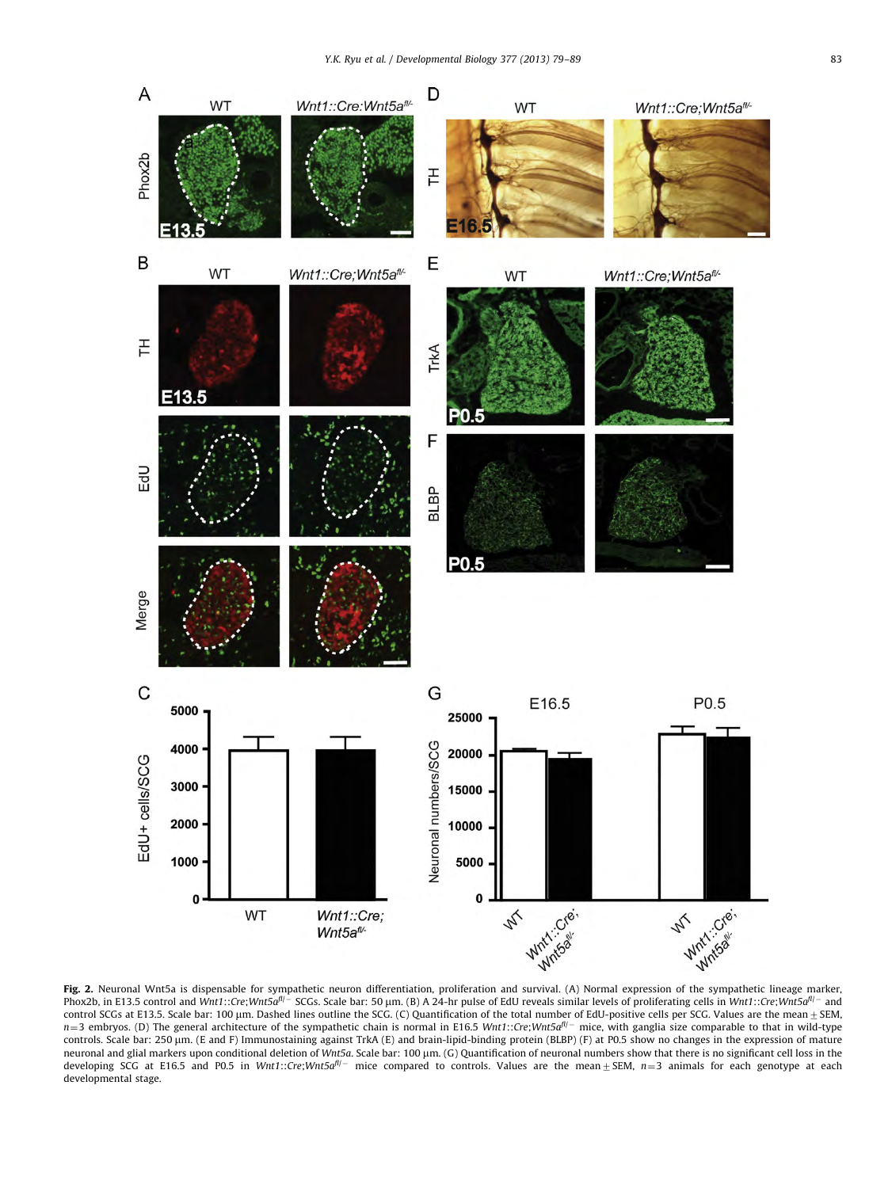**Fig. 2.** Neuronal Wnt5a is dispensable for sympathetic neuron differentiation, proliferation and survival. (A) Normal expression of the sympathetic lineage marker, Phox2b, in E13.5 control and *Wnt1::Cre;Wnt5a*$^{fl/-}$ SCGs. Scale bar: 50 μm. (B) A 24-hr pulse of EdU reveals similar levels of proliferating cells in *Wnt1::Cre;Wnt5a*$^{fl/-}$ and control SCGs at E13.5. Scale bar: 100 μm. Dashed lines outline the SCG. (C) Quantification of the total number of EdU-positive cells per SCG. Values are the mean ± SEM, $n=3$ embryos. (D) The general architecture of the sympathetic chain is normal in E16.5 *Wnt1::Cre;Wnt5a*$^{fl/-}$ mice, with ganglia size comparable to that in wild-type controls. Scale bar: 250 μm. (E and F) Immunostaining against TrkA (E) and brain-lipid-binding protein (BLBP) (F) at P0.5 show no changes in the expression of mature neuronal and glial markers upon conditional deletion of *Wnt5a*. Scale bar: 100 μm. (G) Quantification of neuronal numbers show that there is no significant cell loss in the developing SCG at E16.5 and P0.5 in *Wnt1::Cre;Wnt5a*$^{fl/-}$ mice compared to controls. Values are the mean ± SEM, $n=3$ animals for each genotype at each developmental stage.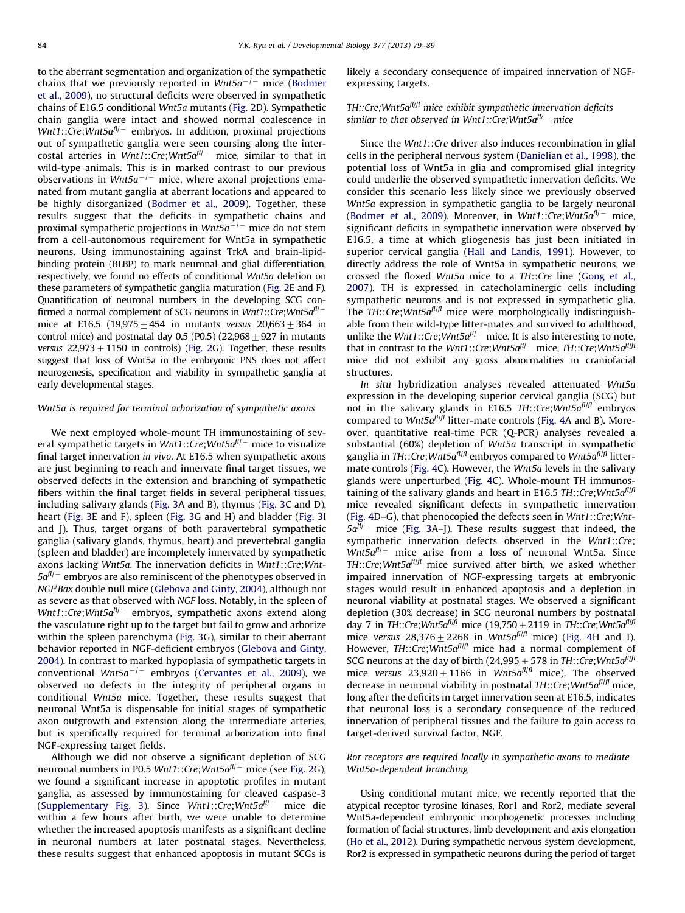to the aberrant segmentation and organization of the sympathetic chains that we previously reported in *Wnt5a*$^{-/-}$ mice (Bodmer et al., 2009), no structural deficits were observed in sympathetic chains of E16.5 conditional *Wnt5a* mutants (Fig. 2D). Sympathetic chain ganglia were intact and showed normal coalescence in *Wnt1*::*Cre*;*Wnt5a*$^{fl/-}$ embryos. In addition, proximal projections out of sympathetic ganglia were seen coursing along the intercostal arteries in *Wnt1*::*Cre*;*Wnt5a*$^{fl/-}$ mice, similar to that in wild-type animals. This is in marked contrast to our previous observations in *Wnt5a*$^{-/-}$ mice, where axonal projections emanated from mutant ganglia at aberrant locations and appeared to be highly disorganized (Bodmer et al., 2009). Together, these results suggest that the deficits in sympathetic chains and proximal sympathetic projections in *Wnt5a*$^{-/-}$ mice do not stem from a cell-autonomous requirement for Wnt5a in sympathetic neurons. Using immunostaining against TrkA and brain-lipid-binding protein (BLBP) to mark neuronal and glial differentiation, respectively, we found no effects of conditional *Wnt5a* deletion on these parameters of sympathetic ganglia maturation (Fig. 2E and F). Quantification of neuronal numbers in the developing SCG confirmed a normal complement of SCG neurons in *Wnt1*::*Cre*;*Wnt5a*$^{fl/-}$ mice at E16.5 (19,975 ± 454 in mutants *versus* 20,663 ± 364 in control mice) and postnatal day 0.5 (P0.5) (22,968 ± 927 in mutants *versus* 22,973 ± 1150 in controls) (Fig. 2G). Together, these results suggest that loss of Wnt5a in the embryonic PNS does not affect neurogenesis, specification and viability in sympathetic ganglia at early developmental stages.

### *Wnt5a is required for terminal arborization of sympathetic axons*

We next employed whole-mount TH immunostaining of several sympathetic targets in *Wnt1*::*Cre*;*Wnt5a*$^{fl/-}$ mice to visualize final target innervation *in vivo*. At E16.5 when sympathetic axons are just beginning to reach and innervate final target tissues, we observed defects in the extension and branching of sympathetic fibers within the final target fields in several peripheral tissues, including salivary glands (Fig. 3A and B), thymus (Fig. 3C and D), heart (Fig. 3E and F), spleen (Fig. 3G and H) and bladder (Fig. 3I and J). Thus, target organs of both paravertebral sympathetic ganglia (salivary glands, thymus, heart) and prevertebral ganglia (spleen and bladder) are incompletely innervated by sympathetic axons lacking *Wnt5a*. The innervation deficits in *Wnt1*::*Cre*;*Wnt5a*$^{fl/-}$ embryos are also reminiscent of the phenotypes observed in *NGF*/*Bax* double null mice (Glebova and Ginty, 2004), although not as severe as that observed with *NGF* loss. Notably, in the spleen of *Wnt1*::*Cre*;*Wnt5a*$^{fl/-}$ embryos, sympathetic axons extend along the vasculature right up to the target but fail to grow and arborize within the spleen parenchyma (Fig. 3G), similar to their aberrant behavior reported in NGF-deficient embryos (Glebova and Ginty, 2004). In contrast to marked hypoplasia of sympathetic targets in conventional *Wnt5a*$^{-/-}$ embryos (Cervantes et al., 2009), we observed no defects in the integrity of peripheral organs in conditional *Wnt5a* mice. Together, these results suggest that neuronal Wnt5a is dispensable for initial stages of sympathetic axon outgrowth and extension along the intermediate arteries, but is specifically required for terminal arborization into final NGF-expressing target fields.

Although we did not observe a significant depletion of SCG neuronal numbers in P0.5 *Wnt1*::*Cre*;*Wnt5a*$^{fl/-}$ mice (see Fig. 2G), we found a significant increase in apoptotic profiles in mutant ganglia, as assessed by immunostaining for cleaved caspase-3 (Supplementary Fig. 3). Since *Wnt1*::*Cre*;*Wnt5a*$^{fl/-}$ mice die within a few hours after birth, we were unable to determine whether the increased apoptosis manifests as a significant decline in neuronal numbers at later postnatal stages. Nevertheless, these results suggest that enhanced apoptosis in mutant SCGs is likely a secondary consequence of impaired innervation of NGF-expressing targets.

### *TH*::*Cre*;*Wnt5a*$^{fl/fl}$ *mice exhibit sympathetic innervation deficits similar to that observed in* *Wnt1*::*Cre*;*Wnt5a*$^{fl/-}$ *mice*

Since the *Wnt1*::*Cre* driver also induces recombination in glial cells in the peripheral nervous system (Danielian et al., 1998), the potential loss of Wnt5a in glia and compromised glial integrity could underlie the observed sympathetic innervation deficits. We consider this scenario less likely since we previously observed *Wnt5a* expression in sympathetic ganglia to be largely neuronal (Bodmer et al., 2009). Moreover, in *Wnt1*::*Cre*;*Wnt5a*$^{fl/-}$ mice, significant deficits in sympathetic innervation were observed by E16.5, a time at which gliogenesis has just been initiated in superior cervical ganglia (Hall and Landis, 1991). However, to directly address the role of Wnt5a in sympathetic neurons, we crossed the floxed *Wnt5a* mice to a *TH*::*Cre* line (Gong et al., 2007). TH is expressed in catecholaminergic cells including sympathetic neurons and is not expressed in sympathetic glia. The *TH*::*Cre*;*Wnt5a*$^{fl/fl}$ mice were morphologically indistinguishable from their wild-type litter-mates and survived to adulthood, unlike the *Wnt1*::*Cre*;*Wnt5a*$^{fl/-}$ mice. It is also interesting to note, that in contrast to the *Wnt1*::*Cre*;*Wnt5a*$^{fl/-}$ mice, *TH*::*Cre*;*Wnt5a*$^{fl/fl}$ mice did not exhibit any gross abnormalities in craniofacial structures.

*In situ* hybridization analyses revealed attenuated *Wnt5a* expression in the developing superior cervical ganglia (SCG) but not in the salivary glands in E16.5 *TH*::*Cre*;*Wnt5a*$^{fl/fl}$ embryos compared to *Wnt5a*$^{fl/fl}$ litter-mate controls (Fig. 4A and B). Moreover, quantitative real-time PCR (Q-PCR) analyses revealed a substantial (60%) depletion of *Wnt5a* transcript in sympathetic ganglia in *TH*::*Cre*;*Wnt5a*$^{fl/fl}$ embryos compared to *Wnt5a*$^{fl/fl}$ litter-mate controls (Fig. 4C). However, the *Wnt5a* levels in the salivary glands were unperturbed (Fig. 4C). Whole-mount TH immunostaining of the salivary glands and heart in E16.5 *TH*::*Cre*;*Wnt5a*$^{fl/fl}$ mice revealed significant defects in sympathetic innervation (Fig. 4D–G), that phenocopied the defects seen in *Wnt1*::*Cre*;*Wnt5a*$^{fl/-}$ mice (Fig. 3A–J). These results suggest that indeed, the sympathetic innervation defects observed in the *Wnt1*::*Cre*;*Wnt5a*$^{fl/-}$ mice arise from a loss of neuronal Wnt5a. Since *TH*::*Cre*;*Wnt5a*$^{fl/fl}$ mice survived after birth, we asked whether impaired innervation of NGF-expressing targets at embryonic stages would result in enhanced apoptosis and a depletion in neuronal viability at postnatal stages. We observed a significant depletion (30% decrease) in SCG neuronal numbers by postnatal day 7 in *TH*::*Cre*;*Wnt5a*$^{fl/fl}$ mice (19,750 ± 2119 in *TH*::*Cre*;*Wnt5a*$^{fl/fl}$ mice *versus* 28,376 ± 2268 in *Wnt5a*$^{fl/fl}$ mice) (Fig. 4H and I). However, *TH*::*Cre*;*Wnt5a*$^{fl/fl}$ mice had a normal complement of SCG neurons at the day of birth (24,995 ± 578 in *TH*::*Cre*;*Wnt5a*$^{fl/fl}$ mice *versus* 23,920 ± 1166 in *Wnt5a*$^{fl/fl}$ mice). The observed decrease in neuronal viability in postnatal *TH*::*Cre*;*Wnt5a*$^{fl/fl}$ mice, long after the deficits in target innervation seen at E16.5, indicates that neuronal loss is a secondary consequence of the reduced innervation of peripheral tissues and the failure to gain access to target-derived survival factor, NGF.

### *Ror receptors are required locally in sympathetic axons to mediate Wnt5a-dependent branching*

Using conditional mutant mice, we recently reported that the atypical receptor tyrosine kinases, Ror1 and Ror2, mediate several Wnt5a-dependent embryonic morphogenetic processes including formation of facial structures, limb development and axis elongation (Ho et al., 2012). During sympathetic nervous system development, Ror2 is expressed in sympathetic neurons during the period of target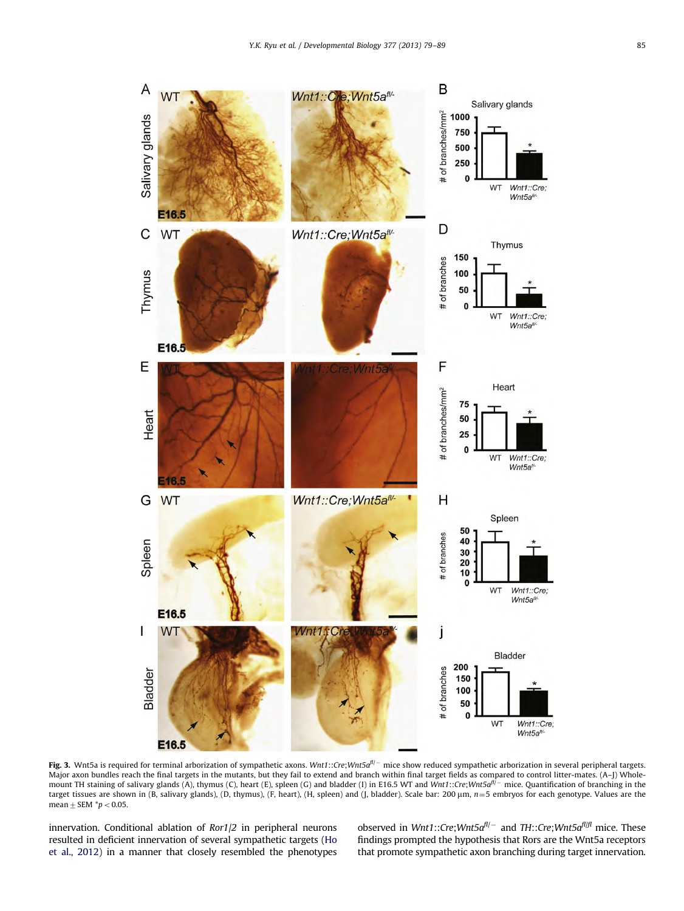**Fig. 3.** Wnt5a is required for terminal arborization of sympathetic axons. *Wnt1::Cre;Wnt5a*$^{fl/-}$ mice show reduced sympathetic arborization in several peripheral targets. Major axon bundles reach the final targets in the mutants, but they fail to extend and branch within final target fields as compared to control litter-mates. (A–J) Whole-mount TH staining of salivary glands (A), thymus (C), heart (E), spleen (G) and bladder (I) in E16.5 WT and *Wnt1::Cre;Wnt5a*$^{fl/-}$ mice. Quantification of branching in the target tissues are shown in (B, salivary glands), (D, thymus), (F, heart), (H, spleen) and (J, bladder). Scale bar: 200 μm, $n=5$ embryos for each genotype. Values are the mean ± SEM $^{*}p<0.05$.

innervation. Conditional ablation of *Ror1/2* in peripheral neurons resulted in deficient innervation of several sympathetic targets (Ho et al., 2012) in a manner that closely resembled the phenotypes observed in *Wnt1::Cre;Wnt5a*$^{fl/-}$ and *TH::Cre;Wnt5a*$^{fl/fl}$ mice. These findings prompted the hypothesis that Rors are the Wnt5a receptors that promote sympathetic axon branching during target innervation.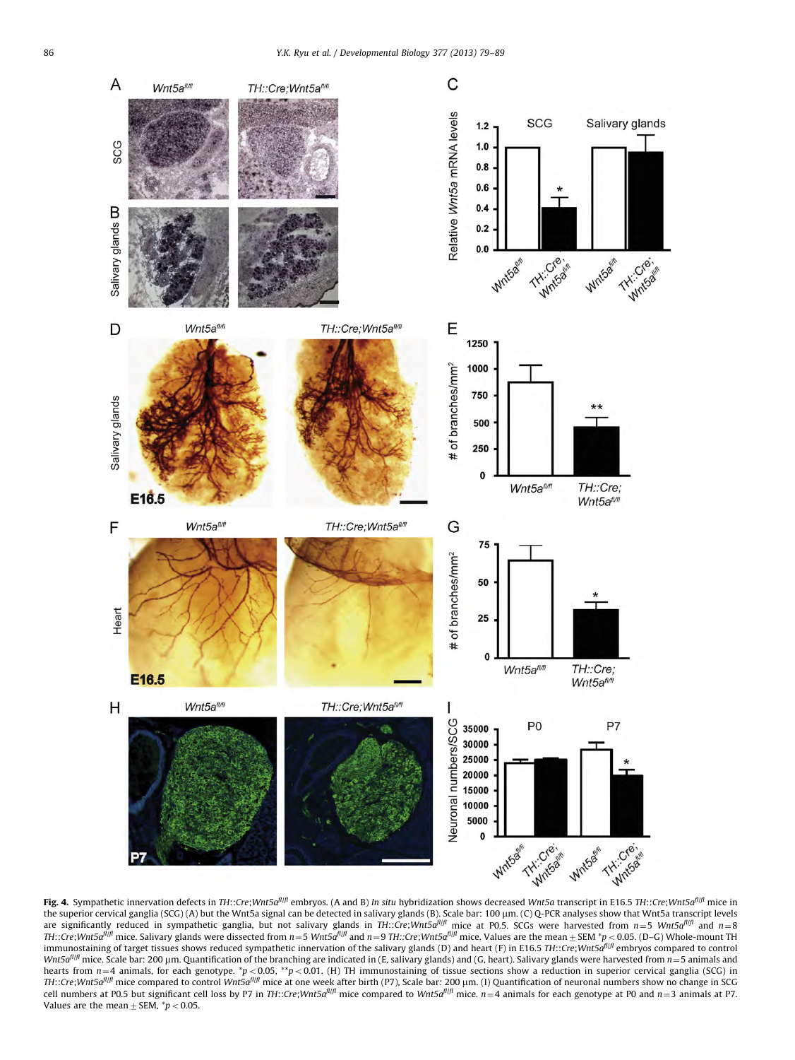**Fig. 4.** Sympathetic innervation defects in *TH::Cre;Wnt5a*$^{fl/fl}$ embryos. (A and B) *In situ* hybridization shows decreased *Wnt5a* transcript in E16.5 *TH::Cre;Wnt5a*$^{fl/fl}$ mice in the superior cervical ganglia (SCG) (A) but the Wnt5a signal can be detected in salivary glands (B). Scale bar: 100 μm. (C) Q-PCR analyses show that Wnt5a transcript levels are significantly reduced in sympathetic ganglia, but not salivary glands in *TH::Cre;Wnt5a*$^{fl/fl}$ mice at P0.5. SCGs were harvested from $n=5$ *Wnt5a*$^{fl/fl}$ and $n=8$ *TH::Cre;Wnt5a*$^{fl/fl}$ mice. Salivary glands were dissected from $n=5$ *Wnt5a*$^{fl/fl}$ and $n=9$ *TH::Cre;Wnt5a*$^{fl/fl}$ mice. Values are the mean ± SEM $^{*}p<0.05$. (D–G) Whole-mount TH immunostaining of target tissues shows reduced sympathetic innervation of the salivary glands (D) and heart (F) in E16.5 *TH::Cre;Wnt5a*$^{fl/fl}$ embryos compared to control *Wnt5a*$^{fl/fl}$ mice. Scale bar: 200 μm. Quantification of the branching are indicated in (E, salivary glands) and (G, heart). Salivary glands were harvested from $n=5$ animals and hearts from $n=4$ animals, for each genotype. $^{*}p<0.05$, $^{**}p<0.01$. (H) TH immunostaining of tissue sections show a reduction in superior cervical ganglia (SCG) in *TH::Cre;Wnt5a*$^{fl/fl}$ mice compared to control *Wnt5a*$^{fl/fl}$ mice at one week after birth (P7), Scale bar: 200 μm. (I) Quantification of neuronal numbers show no change in SCG cell numbers at P0.5 but significant cell loss by P7 in *TH::Cre;Wnt5a*$^{fl/fl}$ mice compared to *Wnt5a*$^{fl/fl}$ mice. $n=4$ animals for each genotype at P0 and $n=3$ animals at P7. Values are the mean ± SEM, $^{*}p<0.05$.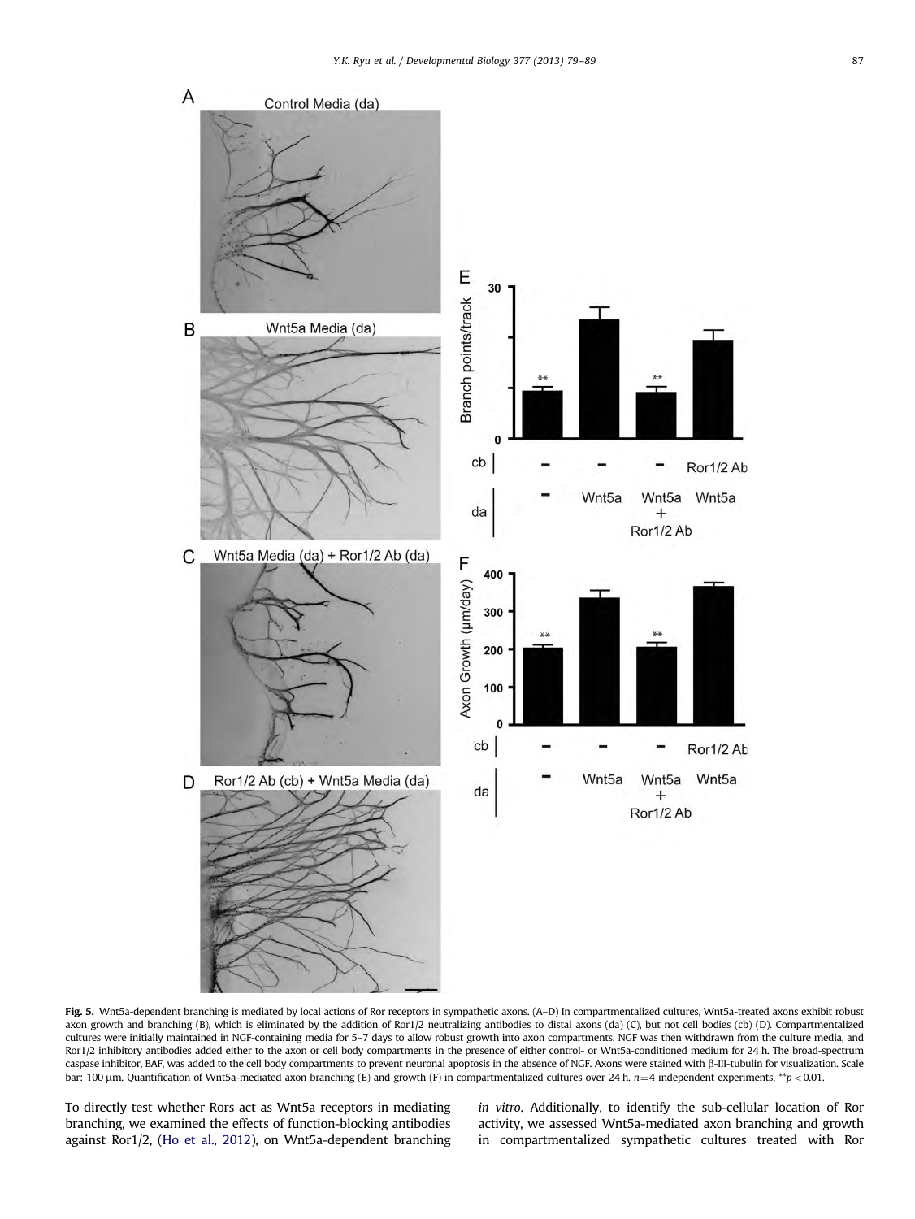**Fig. 5.** Wnt5a-dependent branching is mediated by local actions of Ror receptors in sympathetic axons. (A–D) In compartmentalized cultures, Wnt5a-treated axons exhibit robust axon growth and branching (B), which is eliminated by the addition of Ror1/2 neutralizing antibodies to distal axons (da) (C), but not cell bodies (cb) (D). Compartmentalized cultures were initially maintained in NGF-containing media for 5–7 days to allow robust growth into axon compartments. NGF was then withdrawn from the culture media, and Ror1/2 inhibitory antibodies added either to the axon or cell body compartments in the presence of either control- or Wnt5a-conditioned medium for 24 h. The broad-spectrum caspase inhibitor, BAF, was added to the cell body compartments to prevent neuronal apoptosis in the absence of NGF. Axons were stained with β-III-tubulin for visualization. Scale bar: 100 μm. Quantification of Wnt5a-mediated axon branching (E) and growth (F) in compartmentalized cultures over 24 h. $n=4$ independent experiments, $^{**}p<0.01$.

To directly test whether Rors act as Wnt5a receptors in mediating branching, we examined the effects of function-blocking antibodies against Ror1/2, (Ho et al., 2012), on Wnt5a-dependent branching *in vitro*. Additionally, to identify the sub-cellular location of Ror activity, we assessed Wnt5a-mediated axon branching and growth in compartmentalized sympathetic cultures treated with Ror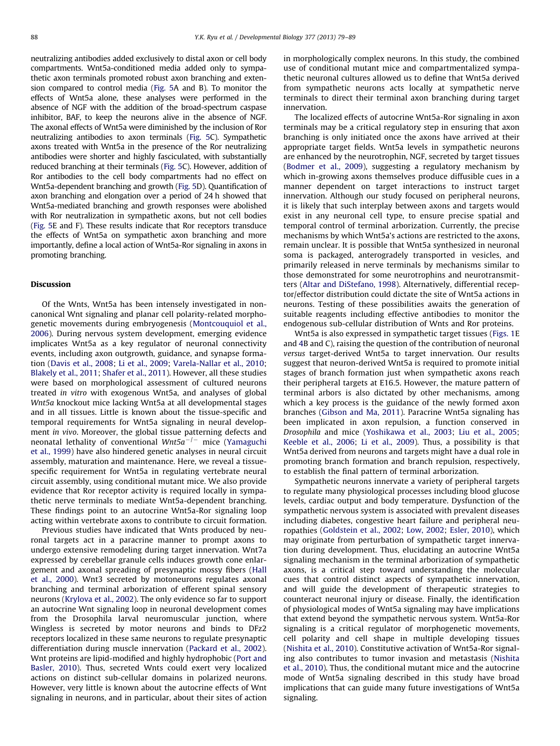neutralizing antibodies added exclusively to distal axon or cell body compartments. Wnt5a-conditioned media added only to sympathetic axon terminals promoted robust axon branching and extension compared to control media (Fig. 5A and B). To monitor the effects of Wnt5a alone, these analyses were performed in the absence of NGF with the addition of the broad-spectrum caspase inhibitor, BAF, to keep the neurons alive in the absence of NGF. The axonal effects of Wnt5a were diminished by the inclusion of Ror neutralizing antibodies to axon terminals (Fig. 5C). Sympathetic axons treated with Wnt5a in the presence of the Ror neutralizing antibodies were shorter and highly fasciculated, with substantially reduced branching at their terminals (Fig. 5C). However, addition of Ror antibodies to the cell body compartments had no effect on Wnt5a-dependent branching and growth (Fig. 5D). Quantification of axon branching and elongation over a period of 24 h showed that Wnt5a-mediated branching and growth responses were abolished with Ror neutralization in sympathetic axons, but not cell bodies (Fig. 5E and F). These results indicate that Ror receptors transduce the effects of Wnt5a on sympathetic axon branching and more importantly, define a local action of Wnt5a-Ror signaling in axons in promoting branching.

## Discussion

Of the Wnts, Wnt5a has been intensely investigated in non-canonical Wnt signaling and planar cell polarity-related morphogenetic movements during embryogenesis (Montcouquiol et al., 2006). During nervous system development, emerging evidence implicates Wnt5a as a key regulator of neuronal connectivity events, including axon outgrowth, guidance, and synapse formation (Davis et al., 2008; Li et al., 2009; Varela-Nallar et al., 2010; Blakely et al., 2011; Shafer et al., 2011). However, all these studies were based on morphological assessment of cultured neurons treated *in vitro* with exogenous Wnt5a, and analyses of global *Wnt5a* knockout mice lacking Wnt5a at all developmental stages and in all tissues. Little is known about the tissue-specific and temporal requirements for Wnt5a signaling in neural development *in vivo*. Moreover, the global tissue patterning defects and neonatal lethality of conventional $Wnt5a^{-/-}$ mice (Yamaguchi et al., 1999) have also hindered genetic analyses in neural circuit assembly, maturation and maintenance. Here, we reveal a tissue-specific requirement for Wnt5a in regulating vertebrate neural circuit assembly, using conditional mutant mice. We also provide evidence that Ror receptor activity is required locally in sympathetic nerve terminals to mediate Wnt5a-dependent branching. These findings point to an autocrine Wnt5a-Ror signaling loop acting within vertebrate axons to contribute to circuit formation.

Previous studies have indicated that Wnts produced by neuronal targets act in a paracrine manner to prompt axons to undergo extensive remodeling during target innervation. Wnt7a expressed by cerebellar granule cells induces growth cone enlargement and axonal spreading of presynaptic mossy fibers (Hall et al., 2000). Wnt3 secreted by motoneurons regulates axonal branching and terminal arborization of efferent spinal sensory neurons (Krylova et al., 2002). The only evidence so far to support an autocrine Wnt signaling loop in neuronal development comes from the Drosophila larval neuromuscular junction, where Wingless is secreted by motor neurons and binds to DFz2 receptors localized in these same neurons to regulate presynaptic differentiation during muscle innervation (Packard et al., 2002). Wnt proteins are lipid-modified and highly hydrophobic (Port and Basler, 2010). Thus, secreted Wnts could exert very localized actions on distinct sub-cellular domains in polarized neurons. However, very little is known about the autocrine effects of Wnt signaling in neurons, and in particular, about their sites of action in morphologically complex neurons. In this study, the combined use of conditional mutant mice and compartmentalized sympathetic neuronal cultures allowed us to define that Wnt5a derived from sympathetic neurons acts locally at sympathetic nerve terminals to direct their terminal axon branching during target innervation.

The localized effects of autocrine Wnt5a-Ror signaling in axon terminals may be a critical regulatory step in ensuring that axon branching is only initiated once the axons have arrived at their appropriate target fields. Wnt5a levels in sympathetic neurons are enhanced by the neurotrophin, NGF, secreted by target tissues (Bodmer et al., 2009), suggesting a regulatory mechanism by which in-growing axons themselves produce diffusible cues in a manner dependent on target interactions to instruct target innervation. Although our study focused on peripheral neurons, it is likely that such interplay between axons and targets would exist in any neuronal cell type, to ensure precise spatial and temporal control of terminal arborization. Currently, the precise mechanisms by which Wnt5a's actions are restricted to the axons, remain unclear. It is possible that Wnt5a synthesized in neuronal soma is packaged, anterogradely transported in vesicles, and primarily released in nerve terminals by mechanisms similar to those demonstrated for some neurotrophins and neurotransmitters (Altar and DiStefano, 1998). Alternatively, differential receptor/effector distribution could dictate the site of Wnt5a actions in neurons. Testing of these possibilities awaits the generation of suitable reagents including effective antibodies to monitor the endogenous sub-cellular distribution of Wnts and Ror proteins.

Wnt5a is also expressed in sympathetic target tissues (Figs. 1E and 4B and C), raising the question of the contribution of neuronal *versus* target-derived Wnt5a to target innervation. Our results suggest that neuron-derived Wnt5a is required to promote initial stages of branch formation just when sympathetic axons reach their peripheral targets at E16.5. However, the mature pattern of terminal arbors is also dictated by other mechanisms, among which a key process is the guidance of the newly formed axon branches (Gibson and Ma, 2011). Paracrine Wnt5a signaling has been implicated in axon repulsion, a function conserved in *Drosophila* and mice (Yoshikawa et al., 2003; Liu et al., 2005; Keeble et al., 2006; Li et al., 2009). Thus, a possibility is that Wnt5a derived from neurons and targets might have a dual role in promoting branch formation and branch repulsion, respectively, to establish the final pattern of terminal arborization.

Sympathetic neurons innervate a variety of peripheral targets to regulate many physiological processes including blood glucose levels, cardiac output and body temperature. Dysfunction of the sympathetic nervous system is associated with prevalent diseases including diabetes, congestive heart failure and peripheral neuropathies (Goldstein et al., 2002; Low, 2002; Esler, 2010), which may originate from perturbation of sympathetic target innervation during development. Thus, elucidating an autocrine Wnt5a signaling mechanism in the terminal arborization of sympathetic axons, is a critical step toward understanding the molecular cues that control distinct aspects of sympathetic innervation, and will guide the development of therapeutic strategies to counteract neuronal injury or disease. Finally, the identification of physiological modes of Wnt5a signaling may have implications that extend beyond the sympathetic nervous system. Wnt5a-Ror signaling is a critical regulator of morphogenetic movements, cell polarity and cell shape in multiple developing tissues (Nishita et al., 2010). Constitutive activation of Wnt5a-Ror signaling also contributes to tumor invasion and metastasis (Nishita et al., 2010). Thus, the conditional mutant mice and the autocrine mode of Wnt5a signaling described in this study have broad implications that can guide many future investigations of Wnt5a signaling.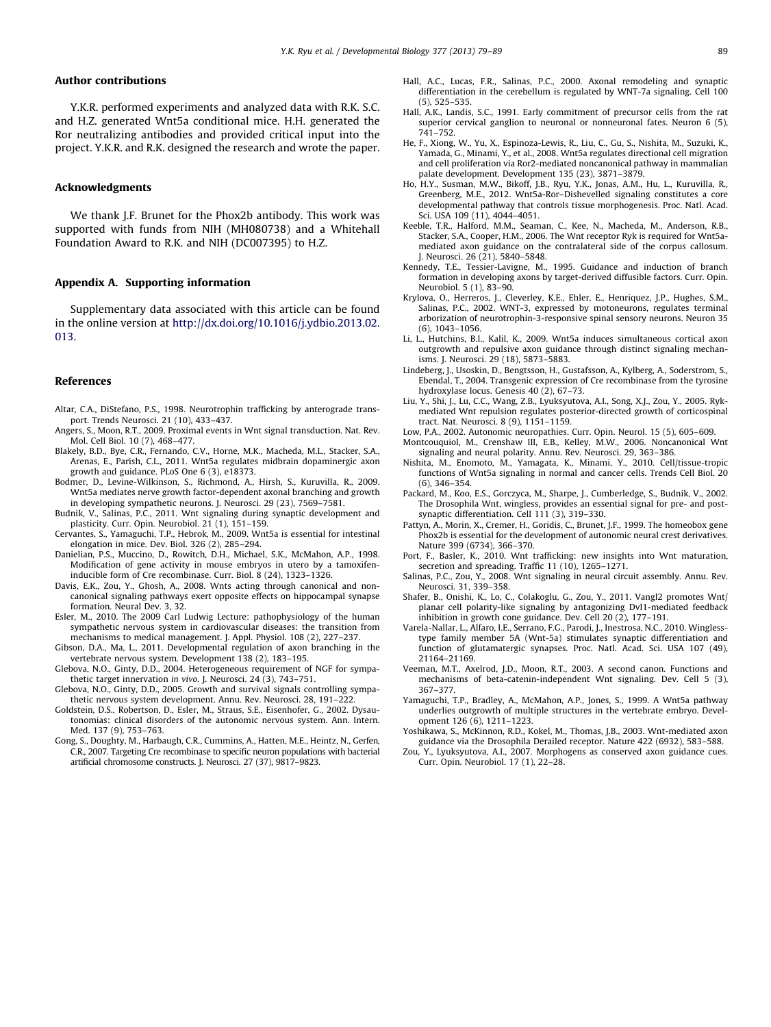## Author contributions

Y.K.R. performed experiments and analyzed data with R.K. S.C. and H.Z. generated Wnt5a conditional mice. H.H. generated the Ror neutralizing antibodies and provided critical input into the project. Y.K.R. and R.K. designed the research and wrote the paper.

## Acknowledgments

We thank J.F. Brunet for the Phox2b antibody. This work was supported with funds from NIH (MH080738) and a Whitehall Foundation Award to R.K. and NIH (DC007395) to H.Z.

## Appendix A. Supporting information

Supplementary data associated with this article can be found in the online version at http://dx.doi.org/10.1016/j.ydbio.2013.02.013.

## References

Altar, C.A., DiStefano, P.S., 1998. Neurotrophin trafficking by anterograde transport. Trends Neurosci. 21 (10), 433–437.

Angers, S., Moon, R.T., 2009. Proximal events in Wnt signal transduction. Nat. Rev. Mol. Cell Biol. 10 (7), 468–477.

Blakely, B.D., Bye, C.R., Fernando, C.V., Horne, M.K., Macheda, M.L., Stacker, S.A., Arenas, E., Parish, C.L., 2011. Wnt5a regulates midbrain dopaminergic axon growth and guidance. PLoS One 6 (3), e18373.

Bodmer, D., Levine-Wilkinson, S., Richmond, A., Hirsh, S., Kuruvilla, R., 2009. Wnt5a mediates nerve growth factor-dependent axonal branching and growth in developing sympathetic neurons. J. Neurosci. 29 (23), 7569–7581.

Budnik, V., Salinas, P.C., 2011. Wnt signaling during synaptic development and plasticity. Curr. Opin. Neurobiol. 21 (1), 151–159.

Cervantes, S., Yamaguchi, T.P., Hebrok, M., 2009. Wnt5a is essential for intestinal elongation in mice. Dev. Biol. 326 (2), 285–294.

Danielian, P.S., Muccino, D., Rowitch, D.H., Michael, S.K., McMahon, A.P., 1998. Modification of gene activity in mouse embryos in utero by a tamoxifen-inducible form of Cre recombinase. Curr. Biol. 8 (24), 1323–1326.

Davis, E.K., Zou, Y., Ghosh, A., 2008. Wnts acting through canonical and non-canonical signaling pathways exert opposite effects on hippocampal synapse formation. Neural Dev. 3, 32.

Esler, M., 2010. The 2009 Carl Ludwig Lecture: pathophysiology of the human sympathetic nervous system in cardiovascular diseases: the transition from mechanisms to medical management. J. Appl. Physiol. 108 (2), 227–237.

Gibson, D.A., Ma, L., 2011. Developmental regulation of axon branching in the vertebrate nervous system. Development 138 (2), 183–195.

Glebova, N.O., Ginty, D.D., 2004. Heterogeneous requirement of NGF for sympathetic target innervation *in vivo*. J. Neurosci. 24 (3), 743–751.

Glebova, N.O., Ginty, D.D., 2005. Growth and survival signals controlling sympathetic nervous system development. Annu. Rev. Neurosci. 28, 191–222.

Goldstein, D.S., Robertson, D., Esler, M., Straus, S.E., Eisenhofer, G., 2002. Dysautonomias: clinical disorders of the autonomic nervous system. Ann. Intern. Med. 137 (9), 753–763.

Gong, S., Doughty, M., Harbaugh, C.R., Cummins, A., Hatten, M.E., Heintz, N., Gerfen, C.R., 2007. Targeting Cre recombinase to specific neuron populations with bacterial artificial chromosome constructs. J. Neurosci. 27 (37), 9817–9823.

Hall, A.C., Lucas, F.R., Salinas, P.C., 2000. Axonal remodeling and synaptic differentiation in the cerebellum is regulated by WNT-7a signaling. Cell 100 (5), 525–535.

Hall, A.K., Landis, S.C., 1991. Early commitment of precursor cells from the rat superior cervical ganglion to neuronal or nonneuronal fates. Neuron 6 (5), 741–752.

He, F., Xiong, W., Yu, X., Espinoza-Lewis, R., Liu, C., Gu, S., Nishita, M., Suzuki, K., Yamada, G., Minami, Y., et al., 2008. Wnt5a regulates directional cell migration and cell proliferation via Ror2-mediated noncanonical pathway in mammalian palate development. Development 135 (23), 3871–3879.

Ho, H.Y., Susman, M.W., Bikoff, J.B., Ryu, Y.K., Jonas, A.M., Hu, L., Kuruvilla, R., Greenberg, M.E., 2012. Wnt5a-Ror–Dishevelled signaling constitutes a core developmental pathway that controls tissue morphogenesis. Proc. Natl. Acad. Sci. USA 109 (11), 4044–4051.

Keeble, T.R., Halford, M.M., Seaman, C., Kee, N., Macheda, M., Anderson, R.B., Stacker, S.A., Cooper, H.M., 2006. The Wnt receptor Ryk is required for Wnt5a-mediated axon guidance on the contralateral side of the corpus callosum. J. Neurosci. 26 (21), 5840–5848.

Kennedy, T.E., Tessier-Lavigne, M., 1995. Guidance and induction of branch formation in developing axons by target-derived diffusible factors. Curr. Opin. Neurobiol. 5 (1), 83–90.

Krylova, O., Herreros, J., Cleverley, K.E., Ehler, E., Henriquez, J.P., Hughes, S.M., Salinas, P.C., 2002. WNT-3, expressed by motoneurons, regulates terminal arborization of neurotrophin-3-responsive spinal sensory neurons. Neuron 35 (6), 1043–1056.

Li, L., Hutchins, B.I., Kalil, K., 2009. Wnt5a induces simultaneous cortical axon outgrowth and repulsive axon guidance through distinct signaling mechanisms. J. Neurosci. 29 (18), 5873–5883.

Lindeberg, J., Usoskin, D., Bengtsson, H., Gustafsson, A., Kylberg, A., Soderstrom, S., Ebendal, T., 2004. Transgenic expression of Cre recombinase from the tyrosine hydroxylase locus. Genesis 40 (2), 67–73.

Liu, Y., Shi, J., Lu, C.C., Wang, Z.B., Lyuksyutova, A.I., Song, X.J., Zou, Y., 2005. Ryk-mediated Wnt repulsion regulates posterior-directed growth of corticospinal tract. Nat. Neurosci. 8 (9), 1151–1159.

Low, P.A., 2002. Autonomic neuropathies. Curr. Opin. Neurol. 15 (5), 605–609.

Montcouquiol, M., Crenshaw III, E.B., Kelley, M.W., 2006. Noncanonical Wnt signaling and neural polarity. Annu. Rev. Neurosci. 29, 363–386.

Nishita, M., Enomoto, M., Yamagata, K., Minami, Y., 2010. Cell/tissue-tropic functions of Wnt5a signaling in normal and cancer cells. Trends Cell Biol. 20 (6), 346–354.

Packard, M., Koo, E.S., Gorczyca, M., Sharpe, J., Cumberledge, S., Budnik, V., 2002. The Drosophila Wnt, wingless, provides an essential signal for pre- and post-synaptic differentiation. Cell 111 (3), 319–330.

Pattyn, A., Morin, X., Cremer, H., Goridis, C., Brunet, J.F., 1999. The homeobox gene Phox2b is essential for the development of autonomic neural crest derivatives. Nature 399 (6734), 366–370.

Port, F., Basler, K., 2010. Wnt trafficking: new insights into Wnt maturation, secretion and spreading. Traffic 11 (10), 1265–1271.

Salinas, P.C., Zou, Y., 2008. Wnt signaling in neural circuit assembly. Annu. Rev. Neurosci. 31, 339–358.

Shafer, B., Onishi, K., Lo, C., Colakoglu, G., Zou, Y., 2011. Vangl2 promotes Wnt/planar cell polarity-like signaling by antagonizing Dvl1-mediated feedback inhibition in growth cone guidance. Dev. Cell 20 (2), 177–191.

Varela-Nallar, L., Alfaro, I.E., Serrano, F.G., Parodi, J., Inestrosa, N.C., 2010. Wingless-type family member 5A (Wnt-5a) stimulates synaptic differentiation and function of glutamatergic synapses. Proc. Natl. Acad. Sci. USA 107 (49), 21164–21169.

Veeman, M.T., Axelrod, J.D., Moon, R.T., 2003. A second canon. Functions and mechanisms of beta-catenin-independent Wnt signaling. Dev. Cell 5 (3), 367–377.

Yamaguchi, T.P., Bradley, A., McMahon, A.P., Jones, S., 1999. A Wnt5a pathway underlies outgrowth of multiple structures in the vertebrate embryo. Development 126 (6), 1211–1223.

Yoshikawa, S., McKinnon, R.D., Kokel, M., Thomas, J.B., 2003. Wnt-mediated axon guidance via the Drosophila Derailed receptor. Nature 422 (6932), 583–588.

Zou, Y., Lyuksyutova, A.I., 2007. Morphogens as conserved axon guidance cues. Curr. Opin. Neurobiol. 17 (1), 22–28.